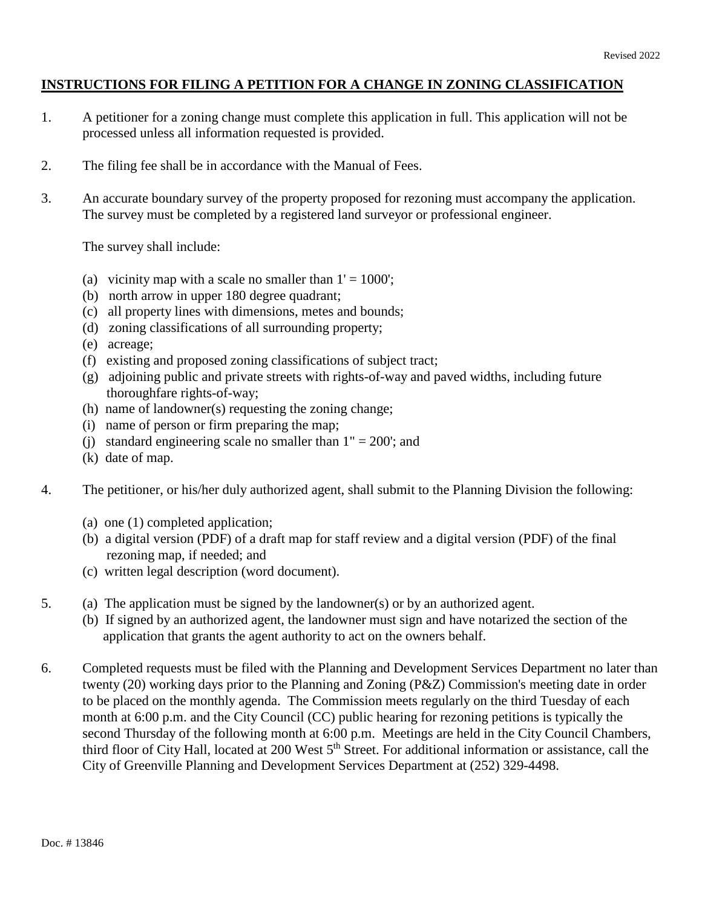# INSTRUCTIONS FOR FILING A PETITION FOR A CHANGE IN ZONING CLASSIFICATION

1. A petitioner for a zoning change must complete this application in full. This application will not be processed unless all information requested is provided.

2. The filing fee shall be in accordance with the Manual of Fees.

3. An accurate boundary survey of the property proposed for rezoning must accompany the application. The survey must be completed by a registered land surveyor or professional engineer.

   The survey shall include:

   (a) vicinity map with a scale no smaller than 1' = 1000';
   (b) north arrow in upper 180 degree quadrant;
   (c) all property lines with dimensions, metes and bounds;
   (d) zoning classifications of all surrounding property;
   (e) acreage;
   (f) existing and proposed zoning classifications of subject tract;
   (g) adjoining public and private streets with rights-of-way and paved widths, including future thoroughfare rights-of-way;
   (h) name of landowner(s) requesting the zoning change;
   (i) name of person or firm preparing the map;
   (j) standard engineering scale no smaller than 1" = 200'; and
   (k) date of map.

4. The petitioner, or his/her duly authorized agent, shall submit to the Planning Division the following:

   (a) one (1) completed application;
   (b) a digital version (PDF) of a draft map for staff review and a digital version (PDF) of the final rezoning map, if needed; and
   (c) written legal description (word document).

5. (a) The application must be signed by the landowner(s) or by an authorized agent.
   (b) If signed by an authorized agent, the landowner must sign and have notarized the section of the application that grants the agent authority to act on the owners behalf.

6. Completed requests must be filed with the Planning and Development Services Department no later than twenty (20) working days prior to the Planning and Zoning (P&Z) Commission's meeting date in order to be placed on the monthly agenda. The Commission meets regularly on the third Tuesday of each month at 6:00 p.m. and the City Council (CC) public hearing for rezoning petitions is typically the second Thursday of the following month at 6:00 p.m. Meetings are held in the City Council Chambers, third floor of City Hall, located at 200 West 5th Street. For additional information or assistance, call the City of Greenville Planning and Development Services Department at (252) 329-4498.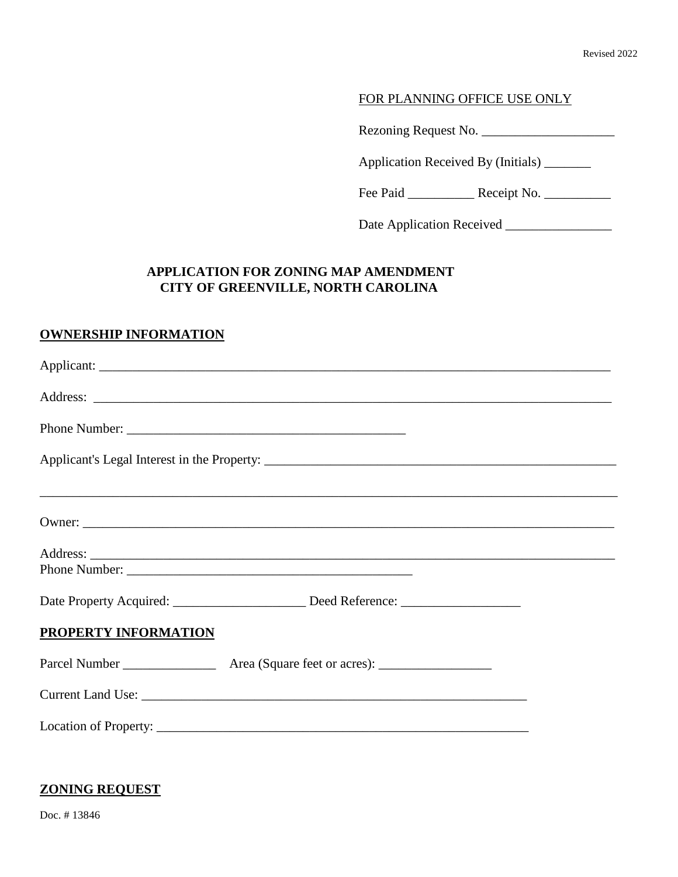Revised 2022

FOR PLANNING OFFICE USE ONLY

Rezoning Request No. ____________________

Application Received By (Initials) _______

Fee Paid __________ Receipt No. __________

Date Application Received ________________

**APPLICATION FOR ZONING MAP AMENDMENT**
**CITY OF GREENVILLE, NORTH CAROLINA**

## OWNERSHIP INFORMATION

Applicant: ________________________________________________________________________________

Address: ________________________________________________________________________________

Phone Number: ___________________________________________

Applicant's Legal Interest in the Property: _______________________________________________________

__________________________________________________________________________________________

Owner: __________________________________________________________________________________

Address: _________________________________________________________________________________
Phone Number: ____________________________________________

Date Property Acquired: ____________________ Deed Reference: __________________

## PROPERTY INFORMATION

Parcel Number ______________ Area (Square feet or acres): _________________

Current Land Use: ____________________________________________________________

Location of Property: __________________________________________________________

## ZONING REQUEST

Doc. # 13846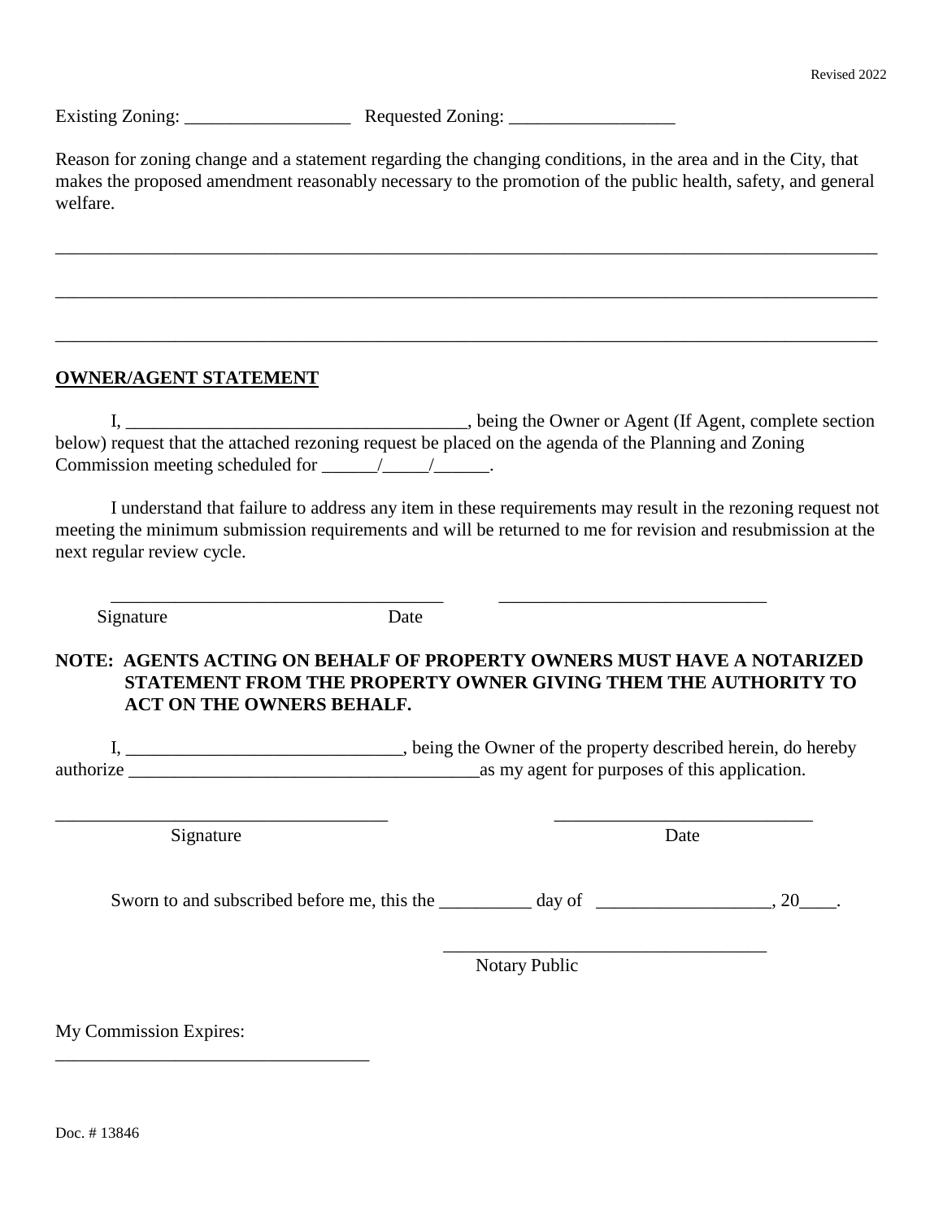Revised 2022

Existing Zoning: __________________ Requested Zoning: __________________

Reason for zoning change and a statement regarding the changing conditions, in the area and in the City, that makes the proposed amendment reasonably necessary to the promotion of the public health, safety, and general welfare.

_____________________________________________________________________________________________

_____________________________________________________________________________________________

_____________________________________________________________________________________________

**OWNER/AGENT STATEMENT**

I, _____________________________________, being the Owner or Agent (If Agent, complete section below) request that the attached rezoning request be placed on the agenda of the Planning and Zoning Commission meeting scheduled for ______/_____/______.

I understand that failure to address any item in these requirements may result in the rezoning request not meeting the minimum submission requirements and will be returned to me for revision and resubmission at the next regular review cycle.

_____________________________________ _____________________________

Signature Date

**NOTE: AGENTS ACTING ON BEHALF OF PROPERTY OWNERS MUST HAVE A NOTARIZED STATEMENT FROM THE PROPERTY OWNER GIVING THEM THE AUTHORITY TO ACT ON THE OWNERS BEHALF.**

I, ______________________________, being the Owner of the property described herein, do hereby authorize _______________________________________as my agent for purposes of this application.

_____________________________________ _____________________________

Signature Date

Sworn to and subscribed before me, this the __________ day of ___________________, 20____.

___________________________________

Notary Public

My Commission Expires: ___________________________________

Doc. # 13846